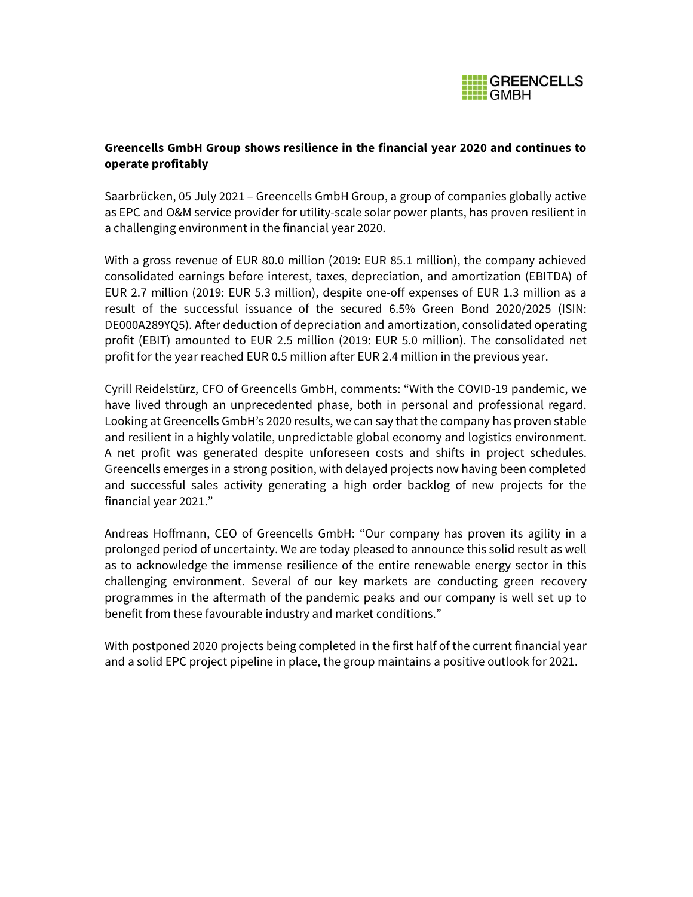GREENCELLS GMBH

**Greencells GmbH Group shows resilience in the financial year 2020 and continues to operate profitably**

Saarbrücken, 05 July 2021 – Greencells GmbH Group, a group of companies globally active as EPC and O&M service provider for utility-scale solar power plants, has proven resilient in a challenging environment in the financial year 2020.

With a gross revenue of EUR 80.0 million (2019: EUR 85.1 million), the company achieved consolidated earnings before interest, taxes, depreciation, and amortization (EBITDA) of EUR 2.7 million (2019: EUR 5.3 million), despite one-off expenses of EUR 1.3 million as a result of the successful issuance of the secured 6.5% Green Bond 2020/2025 (ISIN: DE000A289YQ5). After deduction of depreciation and amortization, consolidated operating profit (EBIT) amounted to EUR 2.5 million (2019: EUR 5.0 million). The consolidated net profit for the year reached EUR 0.5 million after EUR 2.4 million in the previous year.

Cyrill Reidelstürz, CFO of Greencells GmbH, comments: "With the COVID-19 pandemic, we have lived through an unprecedented phase, both in personal and professional regard. Looking at Greencells GmbH's 2020 results, we can say that the company has proven stable and resilient in a highly volatile, unpredictable global economy and logistics environment. A net profit was generated despite unforeseen costs and shifts in project schedules. Greencells emerges in a strong position, with delayed projects now having been completed and successful sales activity generating a high order backlog of new projects for the financial year 2021."

Andreas Hoffmann, CEO of Greencells GmbH: "Our company has proven its agility in a prolonged period of uncertainty. We are today pleased to announce this solid result as well as to acknowledge the immense resilience of the entire renewable energy sector in this challenging environment. Several of our key markets are conducting green recovery programmes in the aftermath of the pandemic peaks and our company is well set up to benefit from these favourable industry and market conditions."

With postponed 2020 projects being completed in the first half of the current financial year and a solid EPC project pipeline in place, the group maintains a positive outlook for 2021.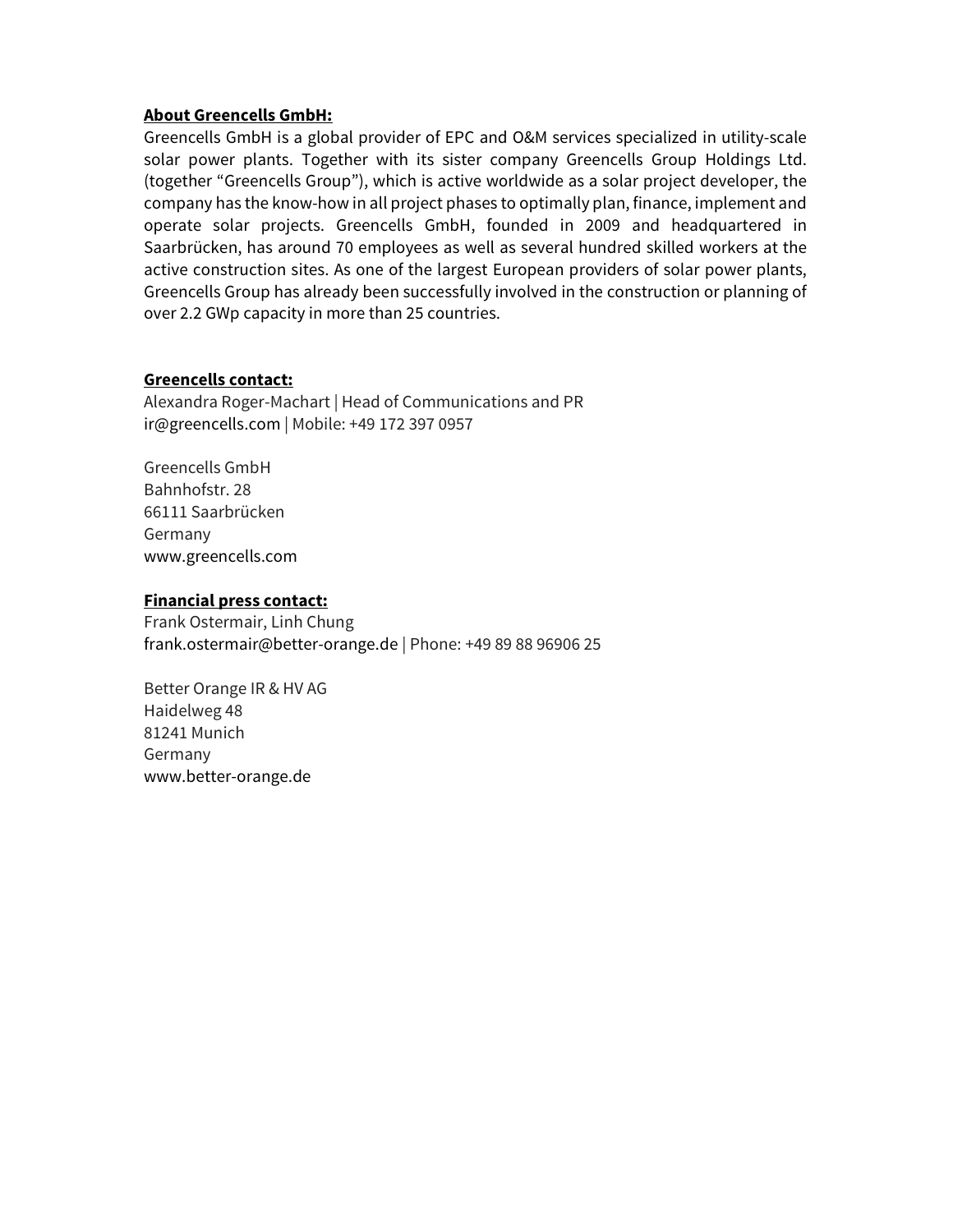**About Greencells GmbH:**

Greencells GmbH is a global provider of EPC and O&M services specialized in utility-scale solar power plants. Together with its sister company Greencells Group Holdings Ltd. (together "Greencells Group"), which is active worldwide as a solar project developer, the company has the know-how in all project phases to optimally plan, finance, implement and operate solar projects. Greencells GmbH, founded in 2009 and headquartered in Saarbrücken, has around 70 employees as well as several hundred skilled workers at the active construction sites. As one of the largest European providers of solar power plants, Greencells Group has already been successfully involved in the construction or planning of over 2.2 GWp capacity in more than 25 countries.

**Greencells contact:**

Alexandra Roger-Machart | Head of Communications and PR
ir@greencells.com | Mobile: +49 172 397 0957

Greencells GmbH
Bahnhofstr. 28
66111 Saarbrücken
Germany
www.greencells.com

**Financial press contact:**

Frank Ostermair, Linh Chung
frank.ostermair@better-orange.de | Phone: +49 89 88 96906 25

Better Orange IR & HV AG
Haidelweg 48
81241 Munich
Germany
www.better-orange.de